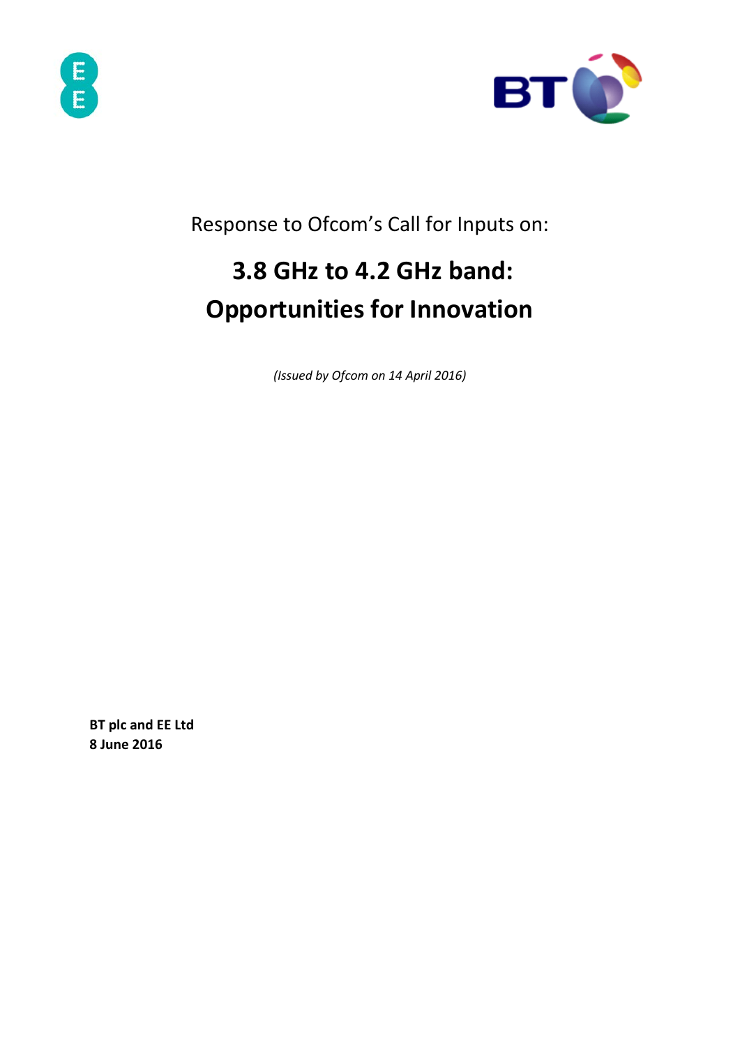Response to Ofcom's Call for Inputs on:

# 3.8 GHz to 4.2 GHz band: Opportunities for Innovation

*(Issued by Ofcom on 14 April 2016)*

**BT plc and EE Ltd**
**8 June 2016**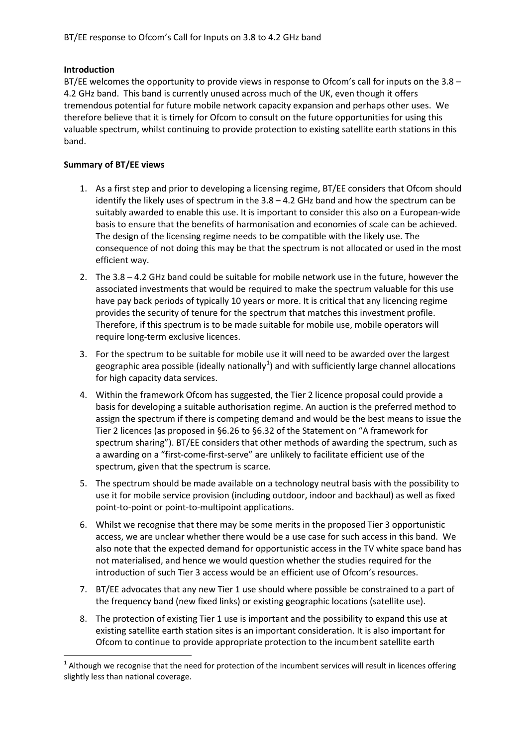BT/EE response to Ofcom's Call for Inputs on 3.8 to 4.2 GHz band

**Introduction**

BT/EE welcomes the opportunity to provide views in response to Ofcom's call for inputs on the 3.8 – 4.2 GHz band. This band is currently unused across much of the UK, even though it offers tremendous potential for future mobile network capacity expansion and perhaps other uses. We therefore believe that it is timely for Ofcom to consult on the future opportunities for using this valuable spectrum, whilst continuing to provide protection to existing satellite earth stations in this band.

**Summary of BT/EE views**

1. As a first step and prior to developing a licensing regime, BT/EE considers that Ofcom should identify the likely uses of spectrum in the 3.8 – 4.2 GHz band and how the spectrum can be suitably awarded to enable this use. It is important to consider this also on a European-wide basis to ensure that the benefits of harmonisation and economies of scale can be achieved. The design of the licensing regime needs to be compatible with the likely use. The consequence of not doing this may be that the spectrum is not allocated or used in the most efficient way.
2. The 3.8 – 4.2 GHz band could be suitable for mobile network use in the future, however the associated investments that would be required to make the spectrum valuable for this use have pay back periods of typically 10 years or more. It is critical that any licencing regime provides the security of tenure for the spectrum that matches this investment profile. Therefore, if this spectrum is to be made suitable for mobile use, mobile operators will require long-term exclusive licences.
3. For the spectrum to be suitable for mobile use it will need to be awarded over the largest geographic area possible (ideally nationally[1]) and with sufficiently large channel allocations for high capacity data services.
4. Within the framework Ofcom has suggested, the Tier 2 licence proposal could provide a basis for developing a suitable authorisation regime. An auction is the preferred method to assign the spectrum if there is competing demand and would be the best means to issue the Tier 2 licences (as proposed in §6.26 to §6.32 of the Statement on "A framework for spectrum sharing"). BT/EE considers that other methods of awarding the spectrum, such as a awarding on a "first-come-first-serve" are unlikely to facilitate efficient use of the spectrum, given that the spectrum is scarce.
5. The spectrum should be made available on a technology neutral basis with the possibility to use it for mobile service provision (including outdoor, indoor and backhaul) as well as fixed point-to-point or point-to-multipoint applications.
6. Whilst we recognise that there may be some merits in the proposed Tier 3 opportunistic access, we are unclear whether there would be a use case for such access in this band. We also note that the expected demand for opportunistic access in the TV white space band has not materialised, and hence we would question whether the studies required for the introduction of such Tier 3 access would be an efficient use of Ofcom's resources.
7. BT/EE advocates that any new Tier 1 use should where possible be constrained to a part of the frequency band (new fixed links) or existing geographic locations (satellite use).
8. The protection of existing Tier 1 use is important and the possibility to expand this use at existing satellite earth station sites is an important consideration. It is also important for Ofcom to continue to provide appropriate protection to the incumbent satellite earth

[1] Although we recognise that the need for protection of the incumbent services will result in licences offering slightly less than national coverage.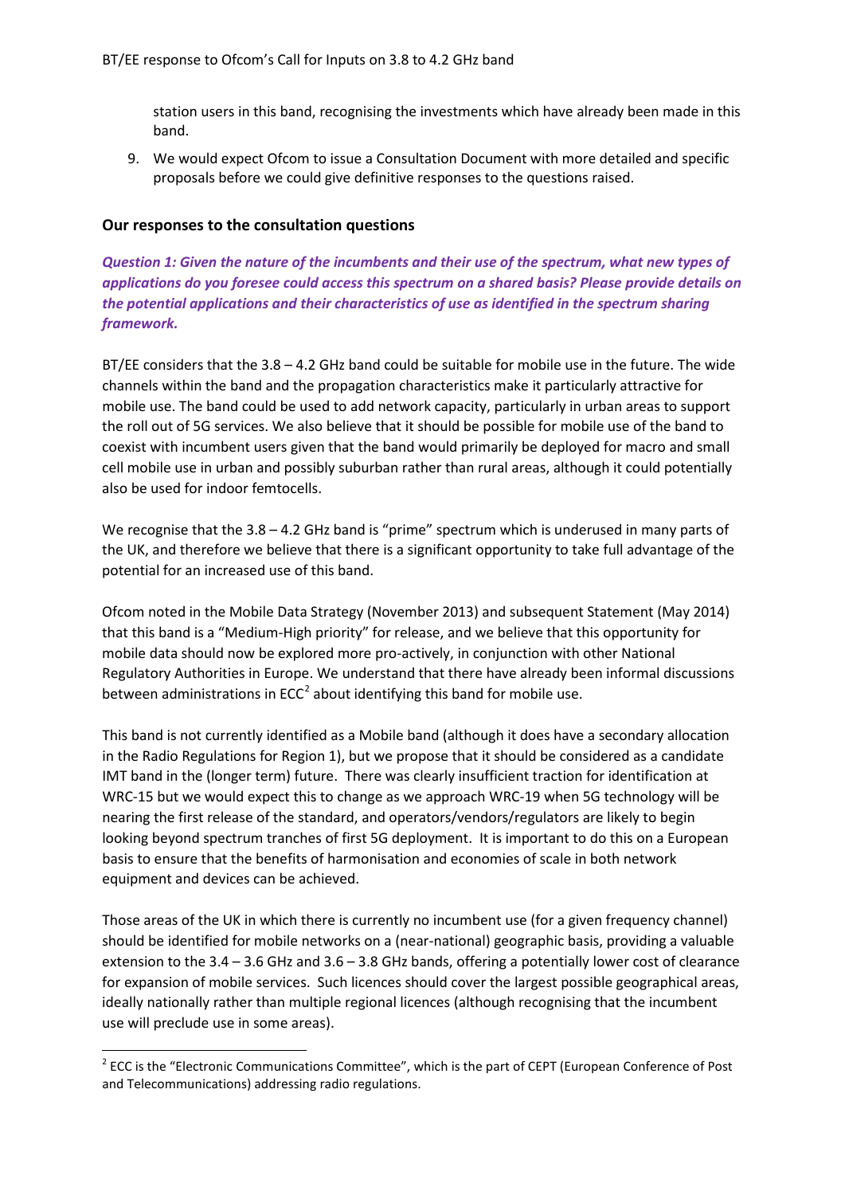station users in this band, recognising the investments which have already been made in this band.

9. We would expect Ofcom to issue a Consultation Document with more detailed and specific proposals before we could give definitive responses to the questions raised.

### Our responses to the consultation questions

***Question 1: Given the nature of the incumbents and their use of the spectrum, what new types of applications do you foresee could access this spectrum on a shared basis? Please provide details on the potential applications and their characteristics of use as identified in the spectrum sharing framework.***

BT/EE considers that the 3.8 – 4.2 GHz band could be suitable for mobile use in the future. The wide channels within the band and the propagation characteristics make it particularly attractive for mobile use. The band could be used to add network capacity, particularly in urban areas to support the roll out of 5G services. We also believe that it should be possible for mobile use of the band to coexist with incumbent users given that the band would primarily be deployed for macro and small cell mobile use in urban and possibly suburban rather than rural areas, although it could potentially also be used for indoor femtocells.

We recognise that the 3.8 – 4.2 GHz band is "prime" spectrum which is underused in many parts of the UK, and therefore we believe that there is a significant opportunity to take full advantage of the potential for an increased use of this band.

Ofcom noted in the Mobile Data Strategy (November 2013) and subsequent Statement (May 2014) that this band is a "Medium-High priority" for release, and we believe that this opportunity for mobile data should now be explored more pro-actively, in conjunction with other National Regulatory Authorities in Europe. We understand that there have already been informal discussions between administrations in ECC[2] about identifying this band for mobile use.

This band is not currently identified as a Mobile band (although it does have a secondary allocation in the Radio Regulations for Region 1), but we propose that it should be considered as a candidate IMT band in the (longer term) future. There was clearly insufficient traction for identification at WRC-15 but we would expect this to change as we approach WRC-19 when 5G technology will be nearing the first release of the standard, and operators/vendors/regulators are likely to begin looking beyond spectrum tranches of first 5G deployment. It is important to do this on a European basis to ensure that the benefits of harmonisation and economies of scale in both network equipment and devices can be achieved.

Those areas of the UK in which there is currently no incumbent use (for a given frequency channel) should be identified for mobile networks on a (near-national) geographic basis, providing a valuable extension to the 3.4 – 3.6 GHz and 3.6 – 3.8 GHz bands, offering a potentially lower cost of clearance for expansion of mobile services. Such licences should cover the largest possible geographical areas, ideally nationally rather than multiple regional licences (although recognising that the incumbent use will preclude use in some areas).

[2] ECC is the "Electronic Communications Committee", which is the part of CEPT (European Conference of Post and Telecommunications) addressing radio regulations.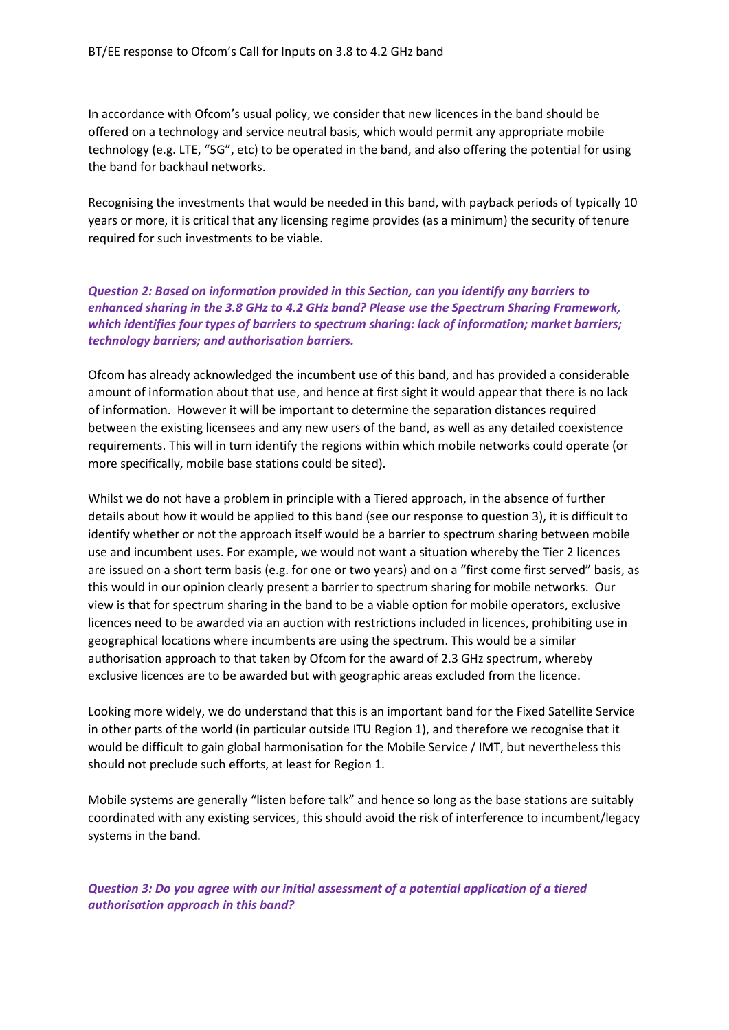In accordance with Ofcom's usual policy, we consider that new licences in the band should be offered on a technology and service neutral basis, which would permit any appropriate mobile technology (e.g. LTE, "5G", etc) to be operated in the band, and also offering the potential for using the band for backhaul networks.

Recognising the investments that would be needed in this band, with payback periods of typically 10 years or more, it is critical that any licensing regime provides (as a minimum) the security of tenure required for such investments to be viable.

***Question 2: Based on information provided in this Section, can you identify any barriers to enhanced sharing in the 3.8 GHz to 4.2 GHz band? Please use the Spectrum Sharing Framework, which identifies four types of barriers to spectrum sharing: lack of information; market barriers; technology barriers; and authorisation barriers.***

Ofcom has already acknowledged the incumbent use of this band, and has provided a considerable amount of information about that use, and hence at first sight it would appear that there is no lack of information. However it will be important to determine the separation distances required between the existing licensees and any new users of the band, as well as any detailed coexistence requirements. This will in turn identify the regions within which mobile networks could operate (or more specifically, mobile base stations could be sited).

Whilst we do not have a problem in principle with a Tiered approach, in the absence of further details about how it would be applied to this band (see our response to question 3), it is difficult to identify whether or not the approach itself would be a barrier to spectrum sharing between mobile use and incumbent uses. For example, we would not want a situation whereby the Tier 2 licences are issued on a short term basis (e.g. for one or two years) and on a "first come first served" basis, as this would in our opinion clearly present a barrier to spectrum sharing for mobile networks. Our view is that for spectrum sharing in the band to be a viable option for mobile operators, exclusive licences need to be awarded via an auction with restrictions included in licences, prohibiting use in geographical locations where incumbents are using the spectrum. This would be a similar authorisation approach to that taken by Ofcom for the award of 2.3 GHz spectrum, whereby exclusive licences are to be awarded but with geographic areas excluded from the licence.

Looking more widely, we do understand that this is an important band for the Fixed Satellite Service in other parts of the world (in particular outside ITU Region 1), and therefore we recognise that it would be difficult to gain global harmonisation for the Mobile Service / IMT, but nevertheless this should not preclude such efforts, at least for Region 1.

Mobile systems are generally "listen before talk" and hence so long as the base stations are suitably coordinated with any existing services, this should avoid the risk of interference to incumbent/legacy systems in the band.

***Question 3: Do you agree with our initial assessment of a potential application of a tiered authorisation approach in this band?***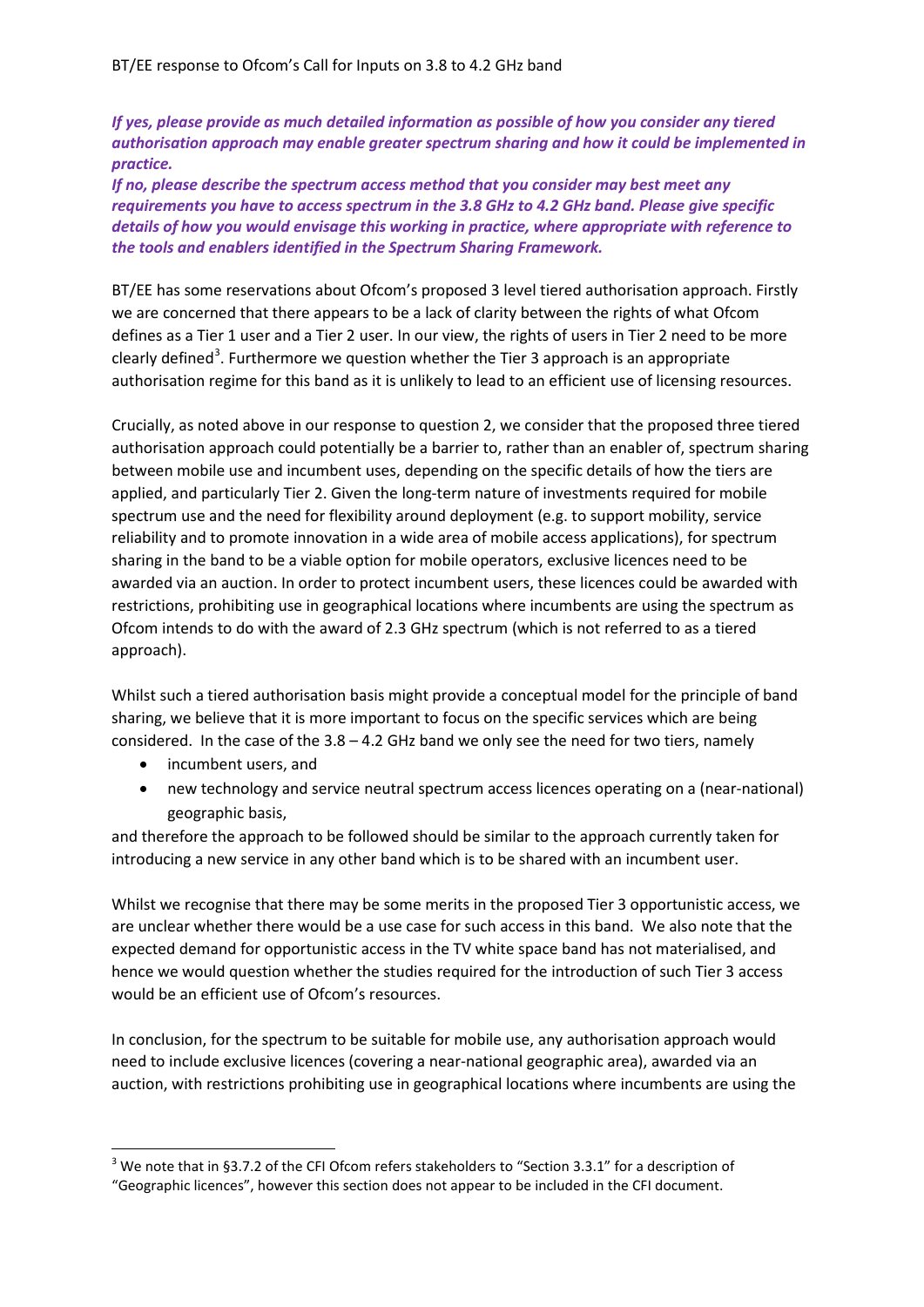***If yes, please provide as much detailed information as possible of how you consider any tiered authorisation approach may enable greater spectrum sharing and how it could be implemented in practice.***
***If no, please describe the spectrum access method that you consider may best meet any requirements you have to access spectrum in the 3.8 GHz to 4.2 GHz band. Please give specific details of how you would envisage this working in practice, where appropriate with reference to the tools and enablers identified in the Spectrum Sharing Framework.***

BT/EE has some reservations about Ofcom's proposed 3 level tiered authorisation approach. Firstly we are concerned that there appears to be a lack of clarity between the rights of what Ofcom defines as a Tier 1 user and a Tier 2 user. In our view, the rights of users in Tier 2 need to be more clearly defined[3]. Furthermore we question whether the Tier 3 approach is an appropriate authorisation regime for this band as it is unlikely to lead to an efficient use of licensing resources.

Crucially, as noted above in our response to question 2, we consider that the proposed three tiered authorisation approach could potentially be a barrier to, rather than an enabler of, spectrum sharing between mobile use and incumbent uses, depending on the specific details of how the tiers are applied, and particularly Tier 2. Given the long-term nature of investments required for mobile spectrum use and the need for flexibility around deployment (e.g. to support mobility, service reliability and to promote innovation in a wide area of mobile access applications), for spectrum sharing in the band to be a viable option for mobile operators, exclusive licences need to be awarded via an auction. In order to protect incumbent users, these licences could be awarded with restrictions, prohibiting use in geographical locations where incumbents are using the spectrum as Ofcom intends to do with the award of 2.3 GHz spectrum (which is not referred to as a tiered approach).

Whilst such a tiered authorisation basis might provide a conceptual model for the principle of band sharing, we believe that it is more important to focus on the specific services which are being considered. In the case of the 3.8 – 4.2 GHz band we only see the need for two tiers, namely

- incumbent users, and
- new technology and service neutral spectrum access licences operating on a (near-national) geographic basis,

and therefore the approach to be followed should be similar to the approach currently taken for introducing a new service in any other band which is to be shared with an incumbent user.

Whilst we recognise that there may be some merits in the proposed Tier 3 opportunistic access, we are unclear whether there would be a use case for such access in this band. We also note that the expected demand for opportunistic access in the TV white space band has not materialised, and hence we would question whether the studies required for the introduction of such Tier 3 access would be an efficient use of Ofcom's resources.

In conclusion, for the spectrum to be suitable for mobile use, any authorisation approach would need to include exclusive licences (covering a near-national geographic area), awarded via an auction, with restrictions prohibiting use in geographical locations where incumbents are using the

[3] We note that in §3.7.2 of the CFI Ofcom refers stakeholders to "Section 3.3.1" for a description of "Geographic licences", however this section does not appear to be included in the CFI document.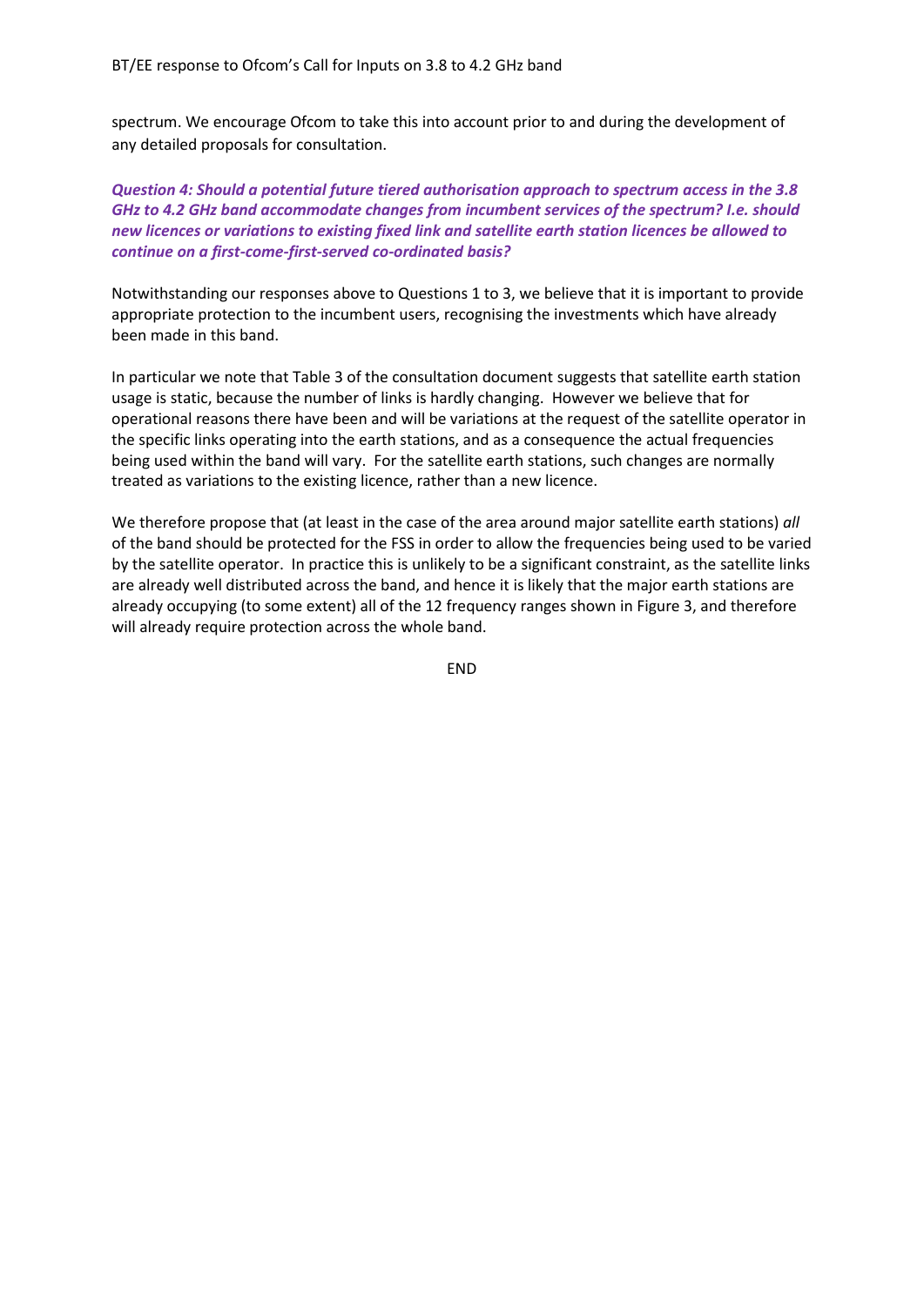spectrum. We encourage Ofcom to take this into account prior to and during the development of any detailed proposals for consultation.

***Question 4: Should a potential future tiered authorisation approach to spectrum access in the 3.8 GHz to 4.2 GHz band accommodate changes from incumbent services of the spectrum? I.e. should new licences or variations to existing fixed link and satellite earth station licences be allowed to continue on a first-come-first-served co-ordinated basis?***

Notwithstanding our responses above to Questions 1 to 3, we believe that it is important to provide appropriate protection to the incumbent users, recognising the investments which have already been made in this band.

In particular we note that Table 3 of the consultation document suggests that satellite earth station usage is static, because the number of links is hardly changing. However we believe that for operational reasons there have been and will be variations at the request of the satellite operator in the specific links operating into the earth stations, and as a consequence the actual frequencies being used within the band will vary. For the satellite earth stations, such changes are normally treated as variations to the existing licence, rather than a new licence.

We therefore propose that (at least in the case of the area around major satellite earth stations) *all* of the band should be protected for the FSS in order to allow the frequencies being used to be varied by the satellite operator. In practice this is unlikely to be a significant constraint, as the satellite links are already well distributed across the band, and hence it is likely that the major earth stations are already occupying (to some extent) all of the 12 frequency ranges shown in Figure 3, and therefore will already require protection across the whole band.

END